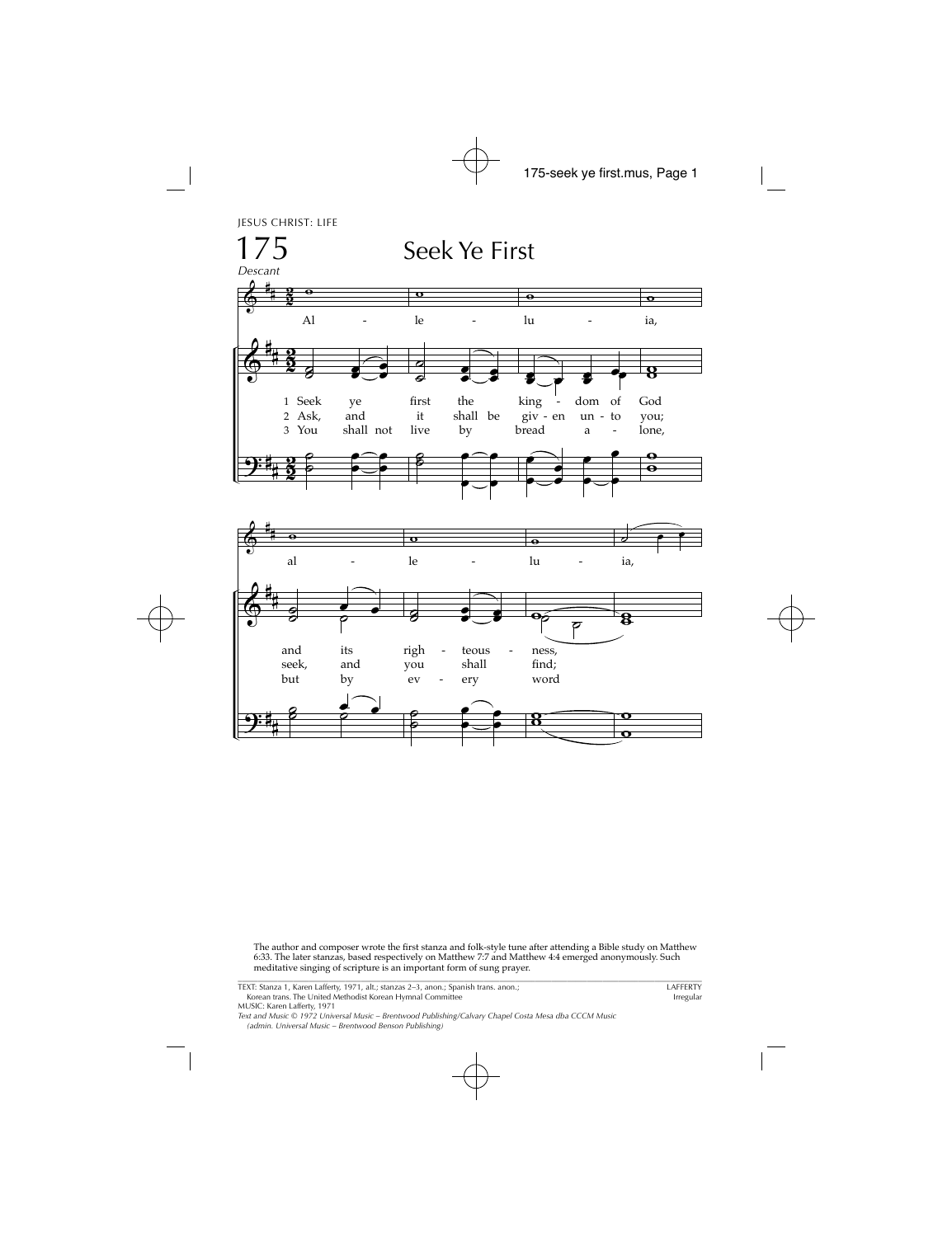JESUS CHRIST: LIFE

# 175 Seek Ye First

*Descant*

Al - le - lu - ia, al - le - lu - ia,

1 Seek ye first the king - dom of God and its righ - teous - ness,
2 Ask, and it shall be giv - en un - to you; seek, and you shall find;
3 You shall not live by bread a - lone, but by ev - ery word

The author and composer wrote the first stanza and folk-style tune after attending a Bible study on Matthew 6:33. The later stanzas, based respectively on Matthew 7:7 and Matthew 4:4 emerged anonymously. Such meditative singing of scripture is an important form of sung prayer.

TEXT: Stanza 1, Karen Lafferty, 1971, alt.; stanzas 2–3, anon.; Spanish trans. anon.; Korean trans. The United Methodist Korean Hymnal Committee
MUSIC: Karen Lafferty, 1971

LAFFERTY
Irregular

*Text and Music © 1972 Universal Music – Brentwood Publishing/Calvary Chapel Costa Mesa dba CCCM Music (admin. Universal Music – Brentwood Benson Publishing)*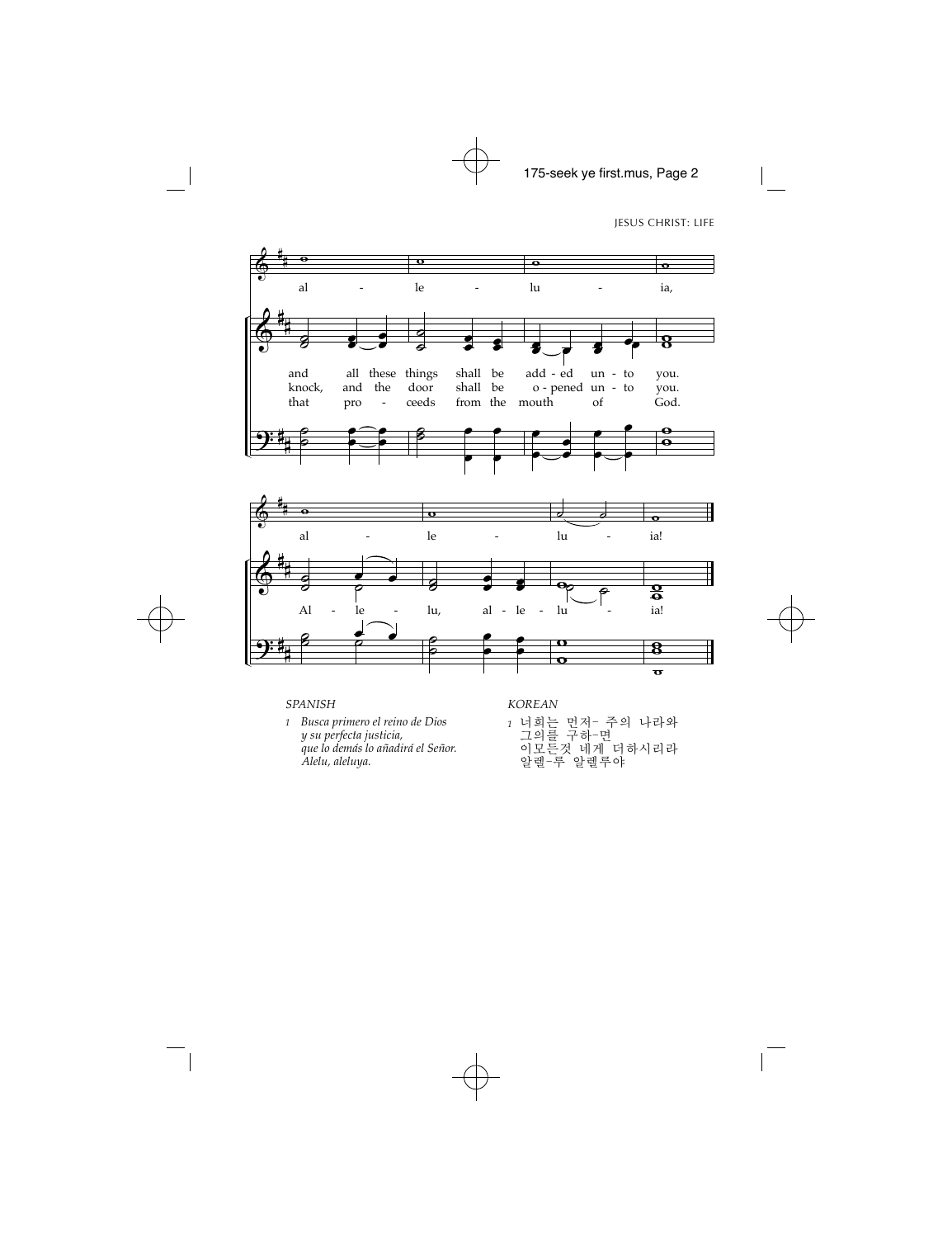JESUS CHRIST: LIFE

al - le - lu - ia,

and all these things shall be add - ed un - to you.
knock, and the door shall be o - pened un - to you.
that pro - ceeds from the mouth of God.

al - le - lu - ia!

Al - le - lu, al - le - lu - ia!

*SPANISH*

*1 Busca primero el reino de Dios*
*y su perfecta justicia,*
*que lo demás lo añadirá el Señor.*
*Alelu, aleluya.*

*KOREAN*

*1* 너희는 먼저– 주의 나라와
그의를 구하–면
이모든것 네게 더하시리라
알렐–루 알렐루야